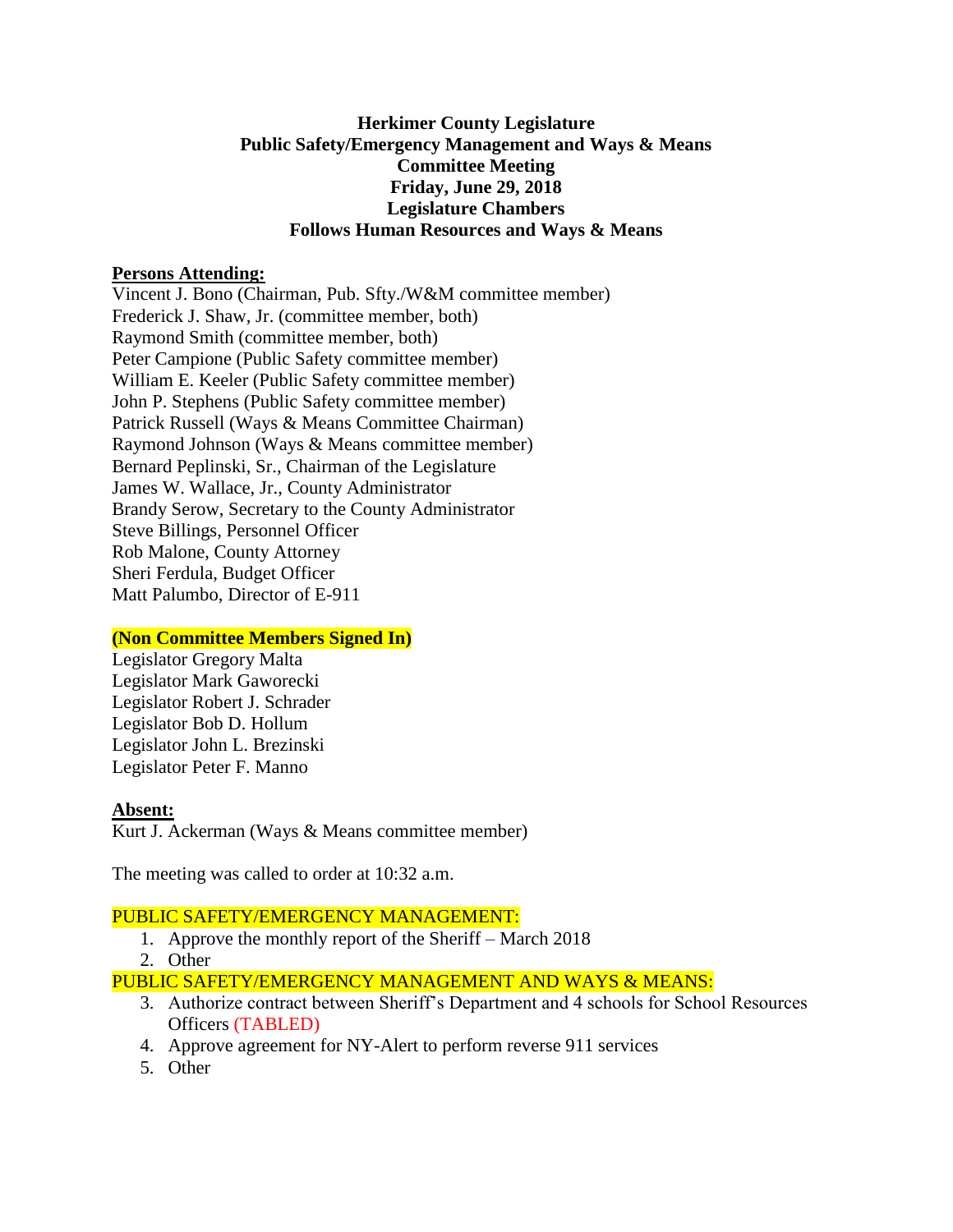**Herkimer County Legislature**
**Public Safety/Emergency Management and Ways & Means**
**Committee Meeting**
**Friday, June 29, 2018**
**Legislature Chambers**
**Follows Human Resources and Ways & Means**

**Persons Attending:**

Vincent J. Bono (Chairman, Pub. Sfty./W&M committee member)
Frederick J. Shaw, Jr. (committee member, both)
Raymond Smith (committee member, both)
Peter Campione (Public Safety committee member)
William E. Keeler (Public Safety committee member)
John P. Stephens (Public Safety committee member)
Patrick Russell (Ways & Means Committee Chairman)
Raymond Johnson (Ways & Means committee member)
Bernard Peplinski, Sr., Chairman of the Legislature
James W. Wallace, Jr., County Administrator
Brandy Serow, Secretary to the County Administrator
Steve Billings, Personnel Officer
Rob Malone, County Attorney
Sheri Ferdula, Budget Officer
Matt Palumbo, Director of E-911

**(Non Committee Members Signed In)**

Legislator Gregory Malta
Legislator Mark Gaworecki
Legislator Robert J. Schrader
Legislator Bob D. Hollum
Legislator John L. Brezinski
Legislator Peter F. Manno

**Absent:**

Kurt J. Ackerman (Ways & Means committee member)

The meeting was called to order at 10:32 a.m.

PUBLIC SAFETY/EMERGENCY MANAGEMENT:

1. Approve the monthly report of the Sheriff – March 2018
2. Other

PUBLIC SAFETY/EMERGENCY MANAGEMENT AND WAYS & MEANS:

3. Authorize contract between Sheriff's Department and 4 schools for School Resources Officers (TABLED)
4. Approve agreement for NY-Alert to perform reverse 911 services
5. Other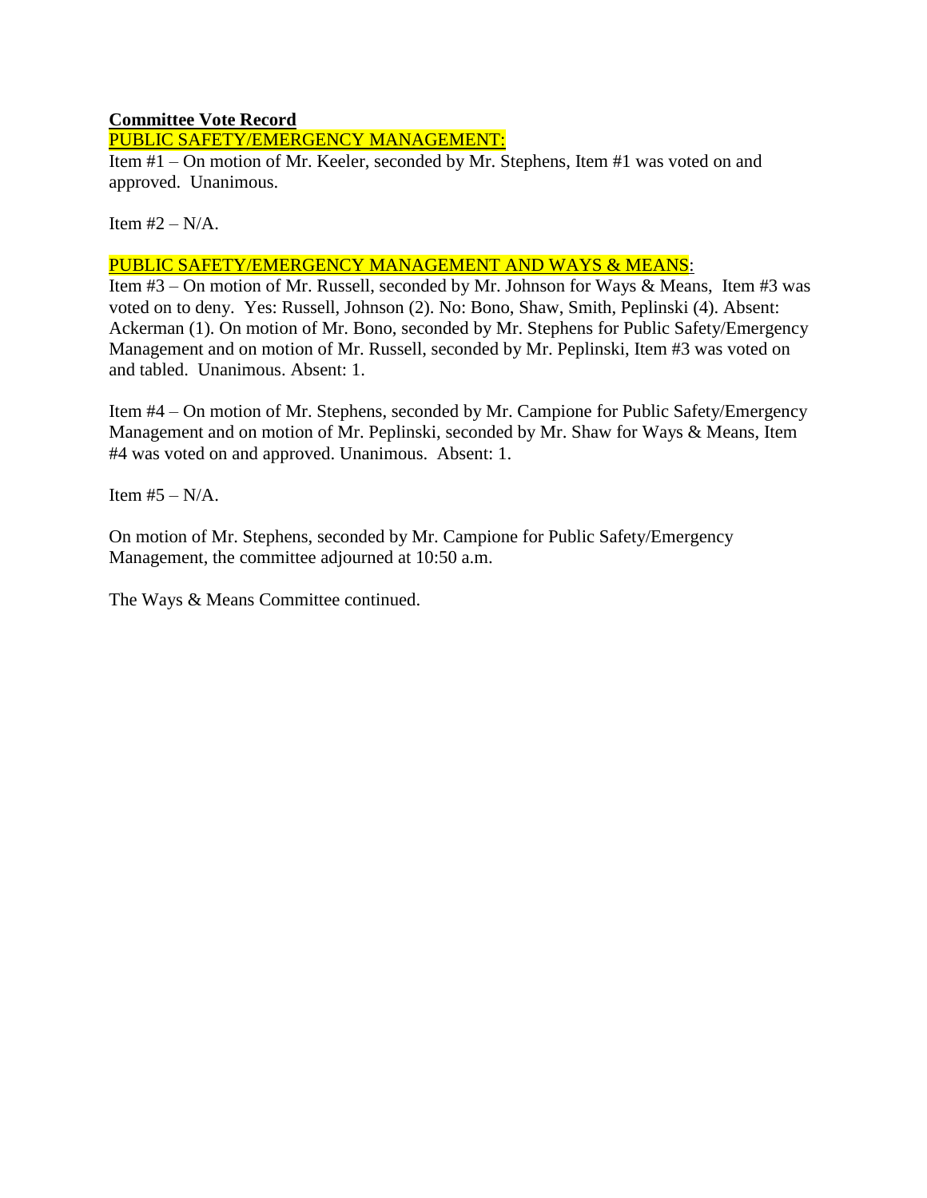**Committee Vote Record**

PUBLIC SAFETY/EMERGENCY MANAGEMENT:

Item #1 – On motion of Mr. Keeler, seconded by Mr. Stephens, Item #1 was voted on and approved. Unanimous.

Item #2 – N/A.

PUBLIC SAFETY/EMERGENCY MANAGEMENT AND WAYS & MEANS:

Item #3 – On motion of Mr. Russell, seconded by Mr. Johnson for Ways & Means, Item #3 was voted on to deny. Yes: Russell, Johnson (2). No: Bono, Shaw, Smith, Peplinski (4). Absent: Ackerman (1). On motion of Mr. Bono, seconded by Mr. Stephens for Public Safety/Emergency Management and on motion of Mr. Russell, seconded by Mr. Peplinski, Item #3 was voted on and tabled. Unanimous. Absent: 1.

Item #4 – On motion of Mr. Stephens, seconded by Mr. Campione for Public Safety/Emergency Management and on motion of Mr. Peplinski, seconded by Mr. Shaw for Ways & Means, Item #4 was voted on and approved. Unanimous. Absent: 1.

Item #5 – N/A.

On motion of Mr. Stephens, seconded by Mr. Campione for Public Safety/Emergency Management, the committee adjourned at 10:50 a.m.

The Ways & Means Committee continued.